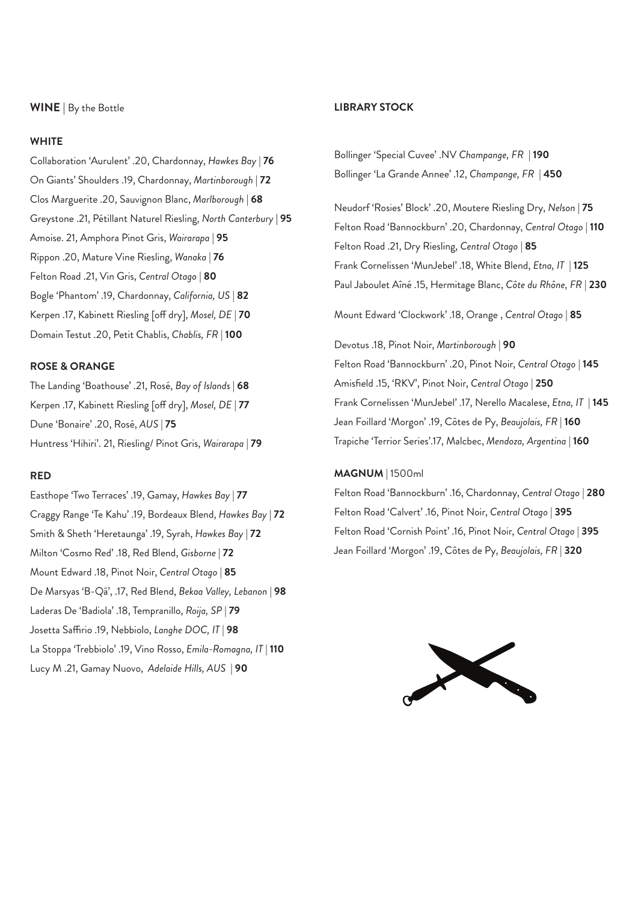## **WINE** | By the Bottle

### WHITE

Collaboration 'Aurulent' .20, Chardonnay, *Hawkes Bay* | **76**
On Giants' Shoulders .19, Chardonnay, *Martinborough* | **72**
Clos Marguerite .20, Sauvignon Blanc, *Marlborough* | **68**
Greystone .21, Pétillant Naturel Riesling, *North Canterbury* | **95**
Amoise. 21, Amphora Pinot Gris, *Wairarapa* | **95**
Rippon .20, Mature Vine Riesling, *Wanaka* | **76**
Felton Road .21, Vin Gris, *Central Otago* | **80**
Bogle 'Phantom' .19, Chardonnay, *California, US* | **82**
Kerpen .17, Kabinett Riesling [off dry], *Mosel, DE* | **70**
Domain Testut .20, Petit Chablis, *Chablis, FR* | **100**

### ROSE & ORANGE

The Landing 'Boathouse' .21, Rosé, *Bay of Islands* | **68**
Kerpen .17, Kabinett Riesling [off dry], *Mosel, DE* | **77**
Dune 'Bonaire' .20, Rosé, *AUS* | **75**
Huntress 'Hihiri'. 21, Riesling/ Pinot Gris, *Wairarapa* | **79**

### RED

Easthope 'Two Terraces' .19, Gamay, *Hawkes Bay* | **77**
Craggy Range 'Te Kahu' .19, Bordeaux Blend, *Hawkes Bay* | **72**
Smith & Sheth 'Heretaunga' .19, Syrah, *Hawkes Bay* | **72**
Milton 'Cosmo Red' .18, Red Blend, *Gisborne* | **72**
Mount Edward .18, Pinot Noir, *Central Otago* | **85**
De Marsyas 'B-Qā', .17, Red Blend, *Bekaa Valley, Lebanon* | **98**
Laderas De 'Badiola' .18, Tempranillo, *Roija, SP* | **79**
Josetta Saffirio .19, Nebbiolo, *Langhe DOC, IT* | **98**
La Stoppa 'Trebbiolo' .19, Vino Rosso, *Emila-Romagna, IT* | **110**
Lucy M .21, Gamay Nuovo, *Adelaide Hills, AUS* | **90**

## LIBRARY STOCK

Bollinger 'Special Cuvee' .NV *Champange, FR* | **190**
Bollinger 'La Grande Annee' .12, *Champange, FR* | **450**

Neudorf 'Rosies' Block' .20, Moutere Riesling Dry, *Nelson* | **75**
Felton Road 'Bannockburn' .20, Chardonnay, *Central Otago* | **110**
Felton Road .21, Dry Riesling, *Central Otago* | **85**
Frank Cornelissen 'MunJebel' .18, White Blend, *Etna, IT* | **125**
Paul Jaboulet Aîné .15, Hermitage Blanc, *Côte du Rhône, FR* | **230**

Mount Edward 'Clockwork' .18, Orange , *Central Otago* | **85**

Devotus .18, Pinot Noir, *Martinborough* | **90**
Felton Road 'Bannockburn' .20, Pinot Noir, *Central Otago* | **145**
Amisfield .15, 'RKV', Pinot Noir, *Central Otago* | **250**
Frank Cornelissen 'MunJebel' .17, Nerello Macalese, *Etna, IT* | **145**
Jean Foillard 'Morgon' .19, Côtes de Py, *Beaujolais, FR* | **160**
Trapiche 'Terrior Series'.17, Malcbec, *Mendoza, Argentina* | **160**

### MAGNUM | 1500ml

Felton Road 'Bannockburn' .16, Chardonnay, *Central Otago* | **280**
Felton Road 'Calvert' .16, Pinot Noir, *Central Otago* | **395**
Felton Road 'Cornish Point' .16, Pinot Noir, *Central Otago* | **395**
Jean Foillard 'Morgon' .19, Côtes de Py, *Beaujolais, FR* | **320**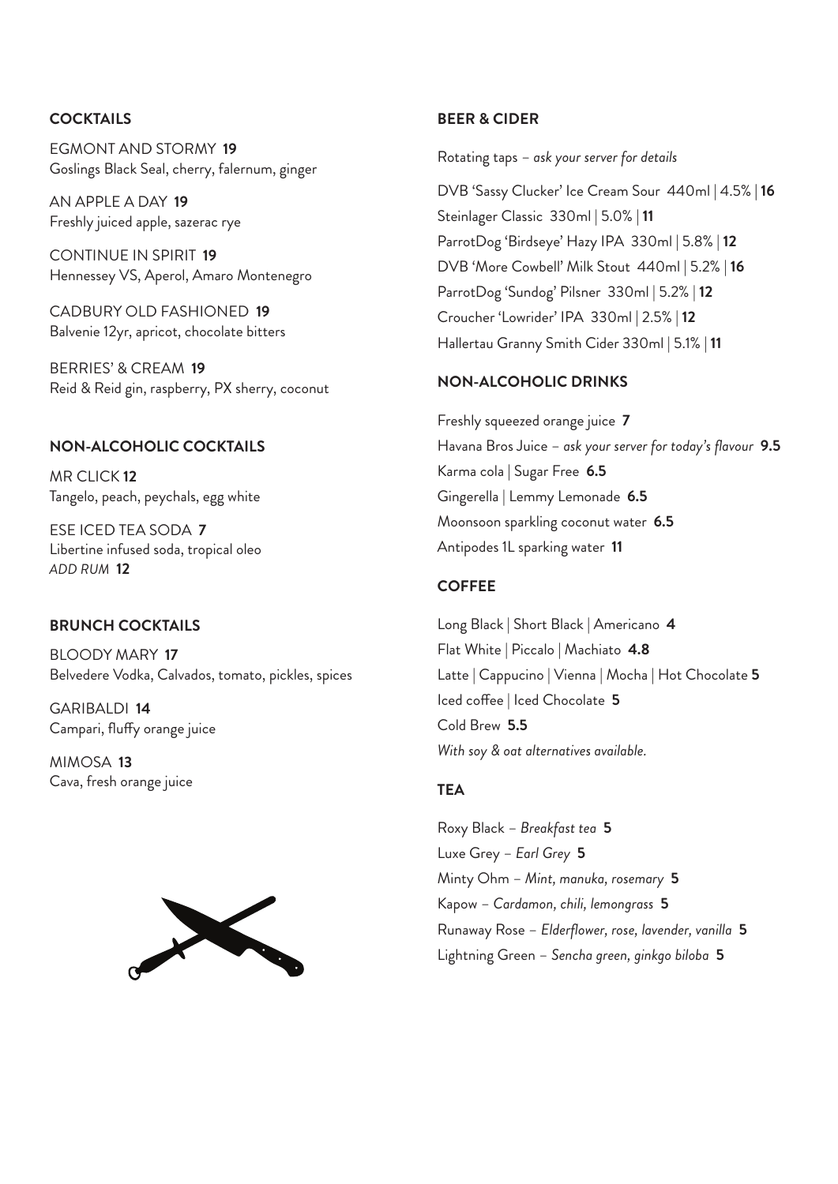## COCKTAILS

EGMONT AND STORMY **19**
Goslings Black Seal, cherry, falernum, ginger

AN APPLE A DAY **19**
Freshly juiced apple, sazerac rye

CONTINUE IN SPIRIT **19**
Hennessey VS, Aperol, Amaro Montenegro

CADBURY OLD FASHIONED **19**
Balvenie 12yr, apricot, chocolate bitters

BERRIES' & CREAM **19**
Reid & Reid gin, raspberry, PX sherry, coconut

## NON-ALCOHOLIC COCKTAILS

MR CLICK **12**
Tangelo, peach, peychals, egg white

ESE ICED TEA SODA **7**
Libertine infused soda, tropical oleo
*ADD RUM* **12**

## BRUNCH COCKTAILS

BLOODY MARY **17**
Belvedere Vodka, Calvados, tomato, pickles, spices

GARIBALDI **14**
Campari, fluffy orange juice

MIMOSA **13**
Cava, fresh orange juice

## BEER & CIDER

Rotating taps – *ask your server for details*

DVB 'Sassy Clucker' Ice Cream Sour 440ml | 4.5% | **16**
Steinlager Classic 330ml | 5.0% | **11**
ParrotDog 'Birdseye' Hazy IPA 330ml | 5.8% | **12**
DVB 'More Cowbell' Milk Stout 440ml | 5.2% | **16**
ParrotDog 'Sundog' Pilsner 330ml | 5.2% | **12**
Croucher 'Lowrider' IPA 330ml | 2.5% | **12**
Hallertau Granny Smith Cider 330ml | 5.1% | **11**

## NON-ALCOHOLIC DRINKS

Freshly squeezed orange juice **7**
Havana Bros Juice – *ask your server for today's flavour* **9.5**
Karma cola | Sugar Free **6.5**
Gingerella | Lemmy Lemonade **6.5**
Moonsoon sparkling coconut water **6.5**
Antipodes 1L sparking water **11**

## COFFEE

Long Black | Short Black | Americano **4**
Flat White | Piccalo | Machiato **4.8**
Latte | Cappucino | Vienna | Mocha | Hot Chocolate **5**
Iced coffee | Iced Chocolate **5**
Cold Brew **5.5**
*With soy & oat alternatives available.*

## TEA

Roxy Black – *Breakfast tea* **5**
Luxe Grey – *Earl Grey* **5**
Minty Ohm – *Mint, manuka, rosemary* **5**
Kapow – *Cardamon, chili, lemongrass* **5**
Runaway Rose – *Elderflower, rose, lavender, vanilla* **5**
Lightning Green – *Sencha green, ginkgo biloba* **5**